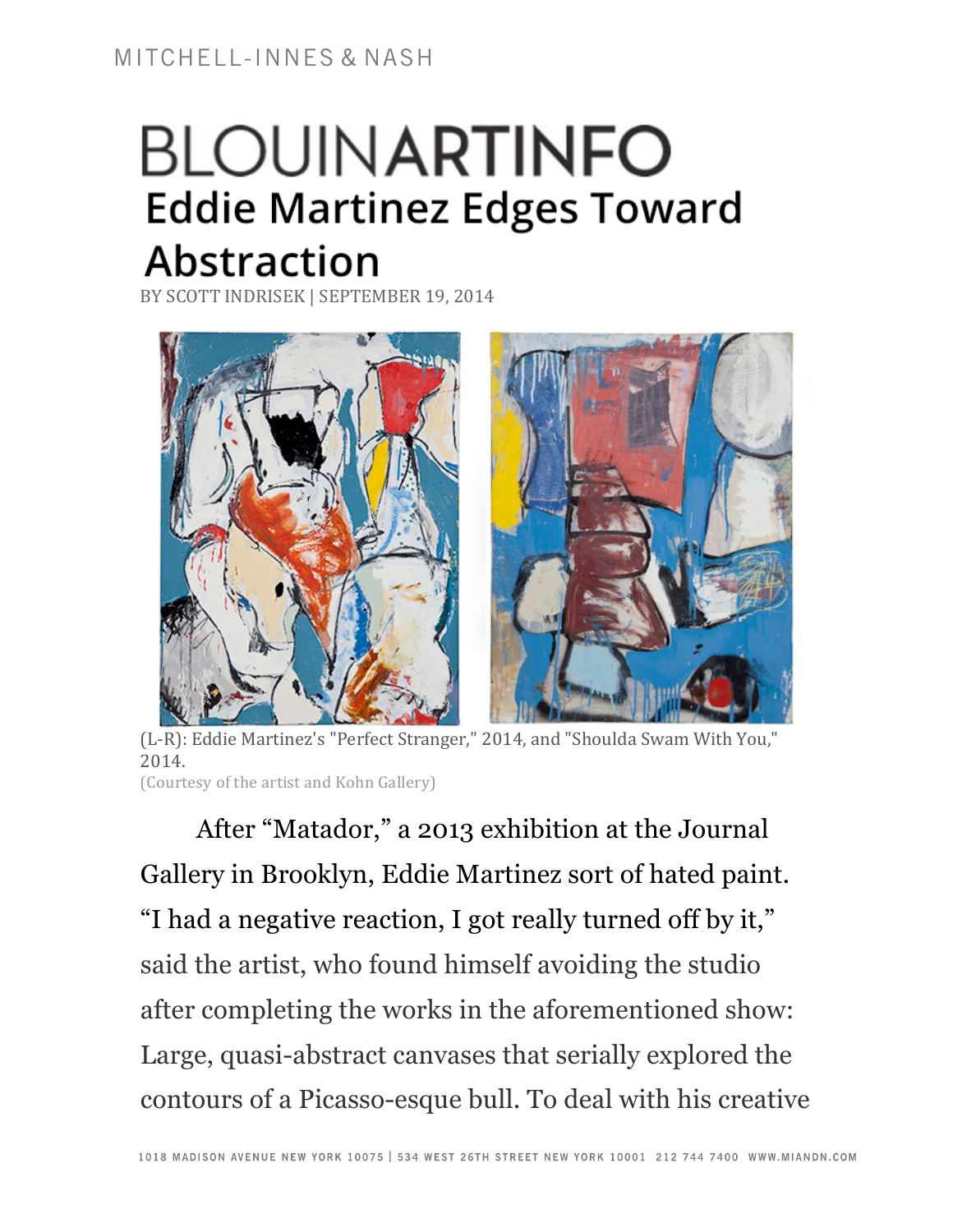MITCHELL-INNES & NASH

# BLOUINARTINFO

## Eddie Martinez Edges Toward Abstraction

BY SCOTT INDRISEK | SEPTEMBER 19, 2014

(L-R): Eddie Martinez's "Perfect Stranger," 2014, and "Shoulda Swam With You," 2014.
(Courtesy of the artist and Kohn Gallery)

After "Matador," a 2013 exhibition at the Journal Gallery in Brooklyn, Eddie Martinez sort of hated paint. "I had a negative reaction, I got really turned off by it," said the artist, who found himself avoiding the studio after completing the works in the aforementioned show: Large, quasi-abstract canvases that serially explored the contours of a Picasso-esque bull. To deal with his creative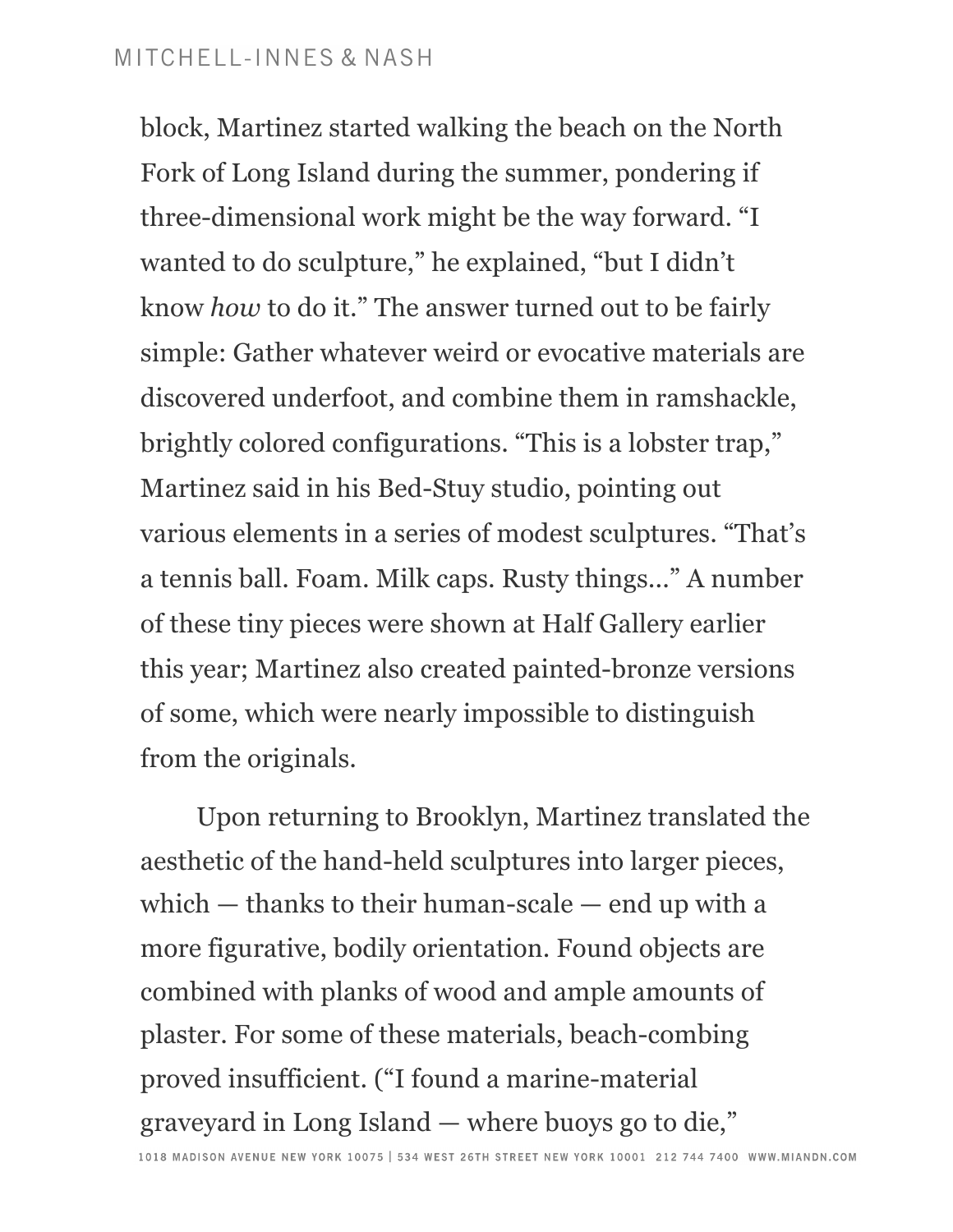block, Martinez started walking the beach on the North Fork of Long Island during the summer, pondering if three-dimensional work might be the way forward. "I wanted to do sculpture," he explained, "but I didn't know *how* to do it." The answer turned out to be fairly simple: Gather whatever weird or evocative materials are discovered underfoot, and combine them in ramshackle, brightly colored configurations. "This is a lobster trap," Martinez said in his Bed-Stuy studio, pointing out various elements in a series of modest sculptures. "That's a tennis ball. Foam. Milk caps. Rusty things..." A number of these tiny pieces were shown at Half Gallery earlier this year; Martinez also created painted-bronze versions of some, which were nearly impossible to distinguish from the originals.

Upon returning to Brooklyn, Martinez translated the aesthetic of the hand-held sculptures into larger pieces, which — thanks to their human-scale — end up with a more figurative, bodily orientation. Found objects are combined with planks of wood and ample amounts of plaster. For some of these materials, beach-combing proved insufficient. ("I found a marine-material graveyard in Long Island — where buoys go to die,"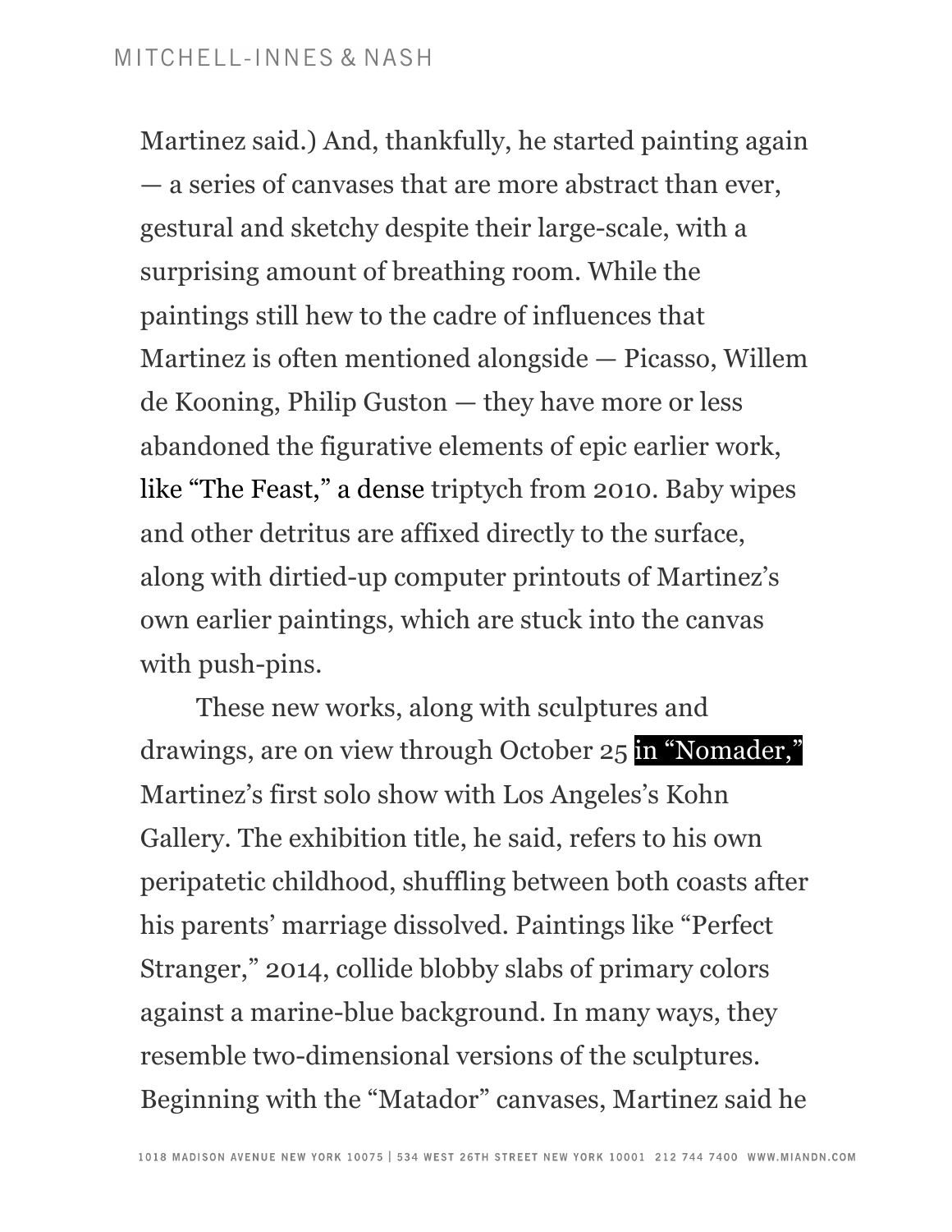Martinez said.) And, thankfully, he started painting again — a series of canvases that are more abstract than ever, gestural and sketchy despite their large-scale, with a surprising amount of breathing room. While the paintings still hew to the cadre of influences that Martinez is often mentioned alongside — Picasso, Willem de Kooning, Philip Guston — they have more or less abandoned the figurative elements of epic earlier work, like "The Feast," a dense triptych from 2010. Baby wipes and other detritus are affixed directly to the surface, along with dirtied-up computer printouts of Martinez's own earlier paintings, which are stuck into the canvas with push-pins.

These new works, along with sculptures and drawings, are on view through October 25 in "Nomader," Martinez's first solo show with Los Angeles's Kohn Gallery. The exhibition title, he said, refers to his own peripatetic childhood, shuffling between both coasts after his parents' marriage dissolved. Paintings like "Perfect Stranger," 2014, collide blobby slabs of primary colors against a marine-blue background. In many ways, they resemble two-dimensional versions of the sculptures. Beginning with the "Matador" canvases, Martinez said he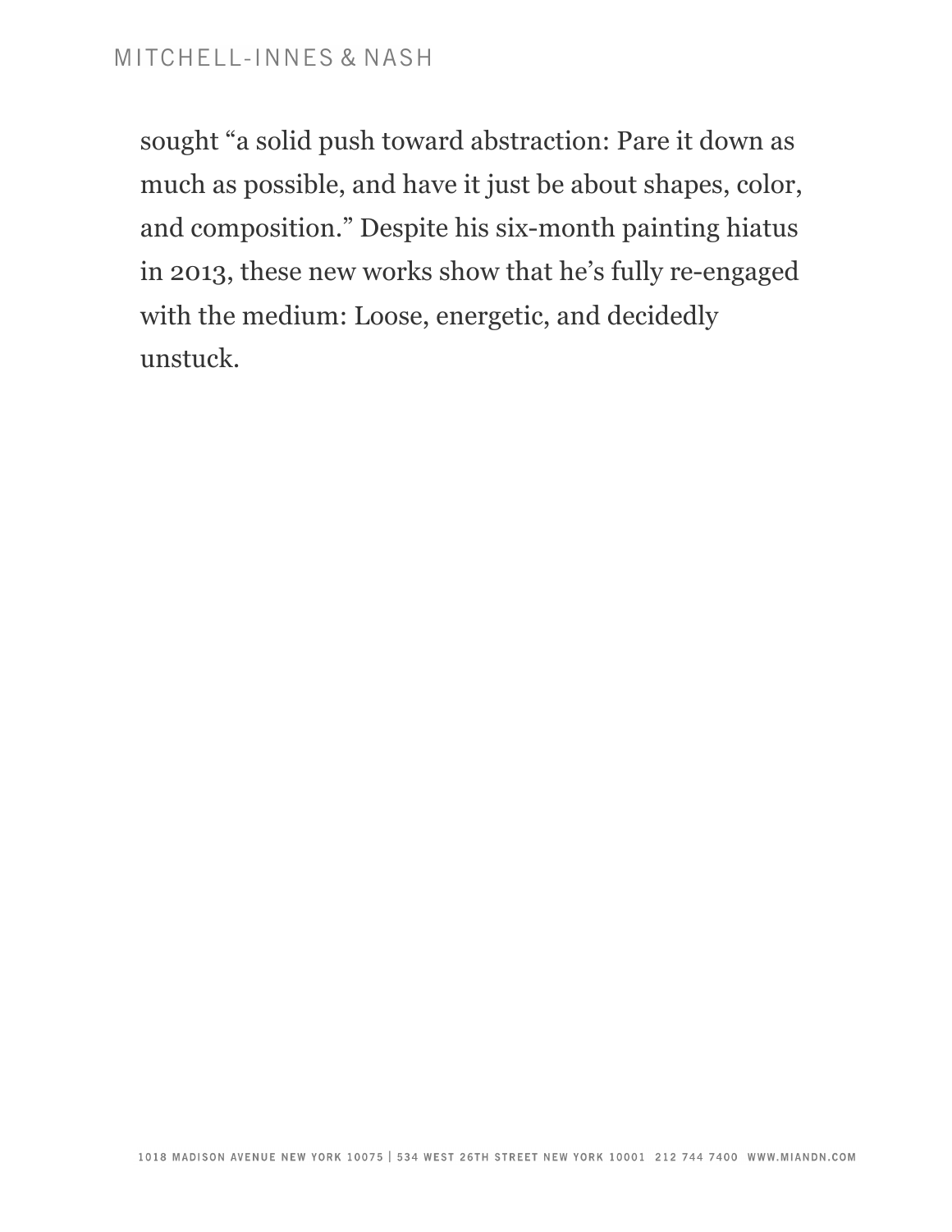sought “a solid push toward abstraction: Pare it down as much as possible, and have it just be about shapes, color, and composition.” Despite his six-month painting hiatus in 2013, these new works show that he’s fully re-engaged with the medium: Loose, energetic, and decidedly unstuck.